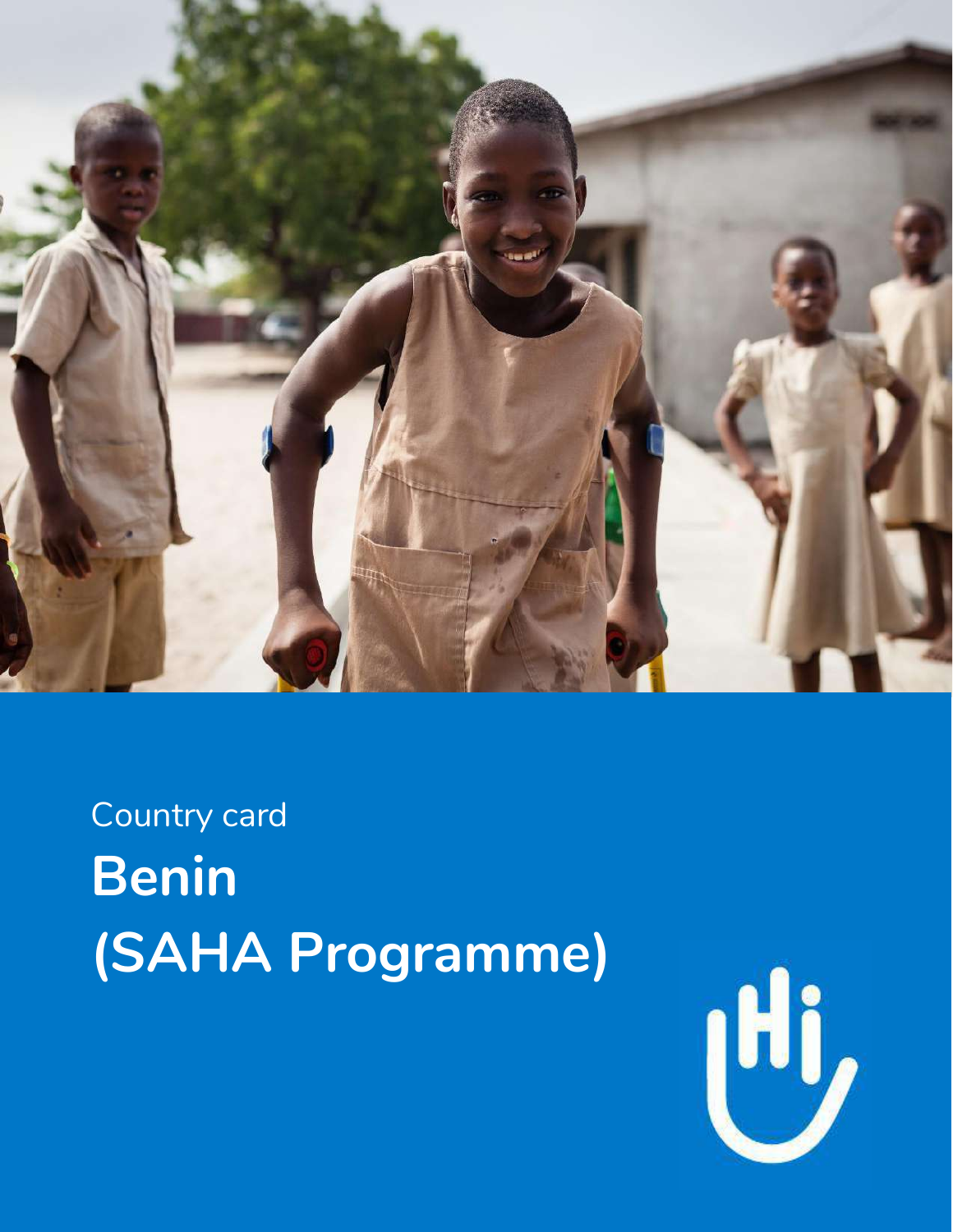Country card

# Benin (SAHA Programme)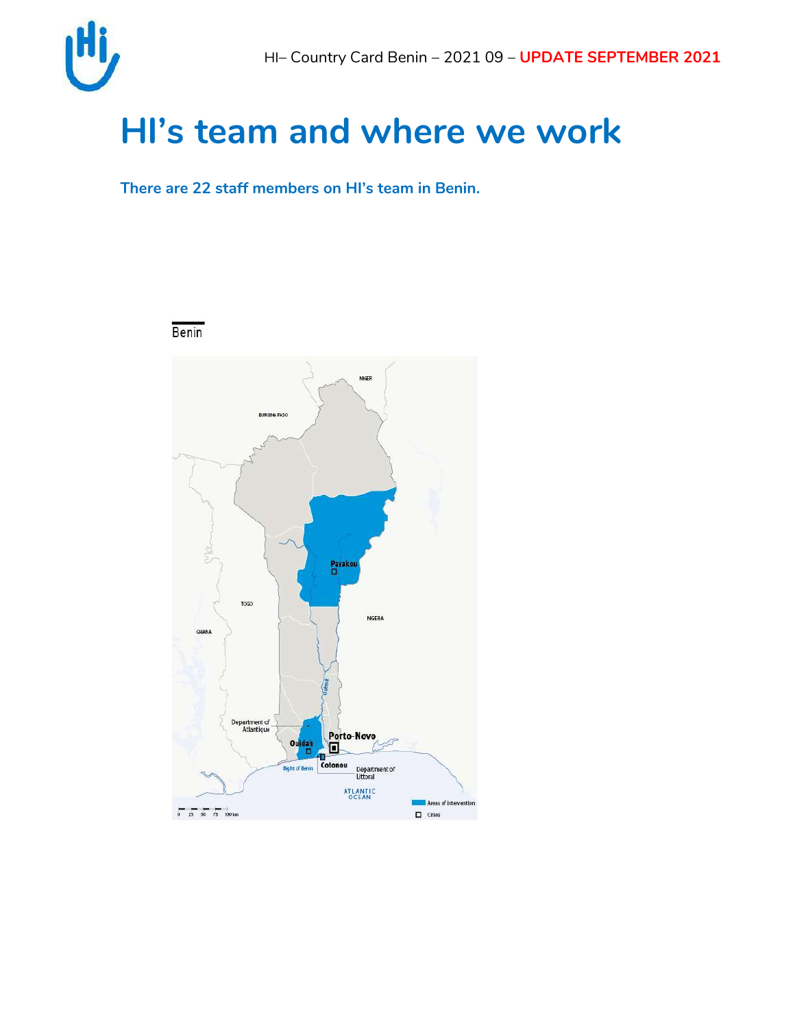# HI's team and where we work

**There are 22 staff members on HI's team in Benin.**

Benin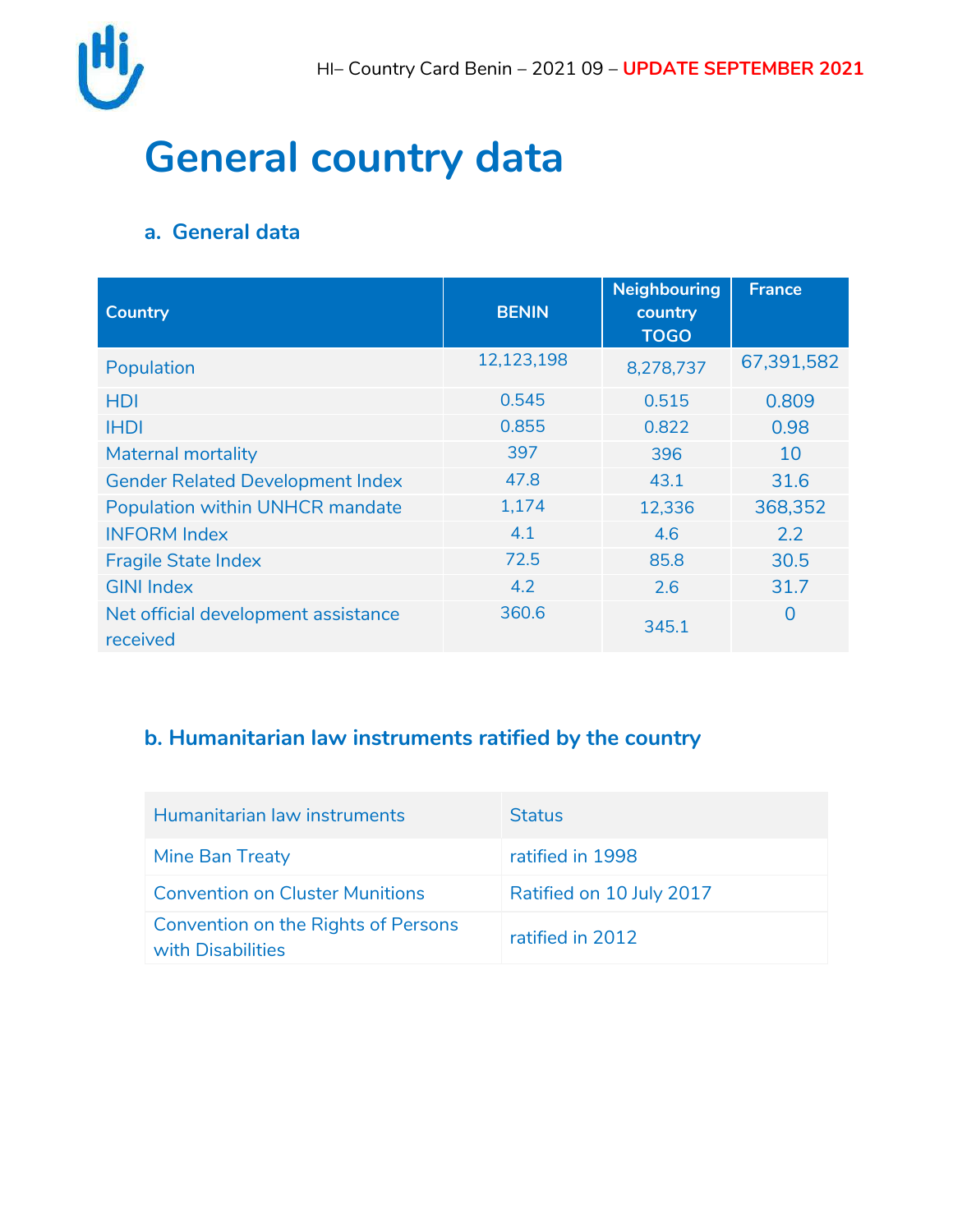# General country data

## a. General data

| Country | BENIN | Neighbouring country TOGO | France |
|---|---|---|---|
| Population | 12,123,198 | 8,278,737 | 67,391,582 |
| HDI | 0.545 | 0.515 | 0.809 |
| IHDI | 0.855 | 0.822 | 0.98 |
| Maternal mortality | 397 | 396 | 10 |
| Gender Related Development Index | 47.8 | 43.1 | 31.6 |
| Population within UNHCR mandate | 1,174 | 12,336 | 368,352 |
| INFORM Index | 4.1 | 4.6 | 2.2 |
| Fragile State Index | 72.5 | 85.8 | 30.5 |
| GINI Index | 4.2 | 2.6 | 31.7 |
| Net official development assistance received | 360.6 | 345.1 | 0 |

## b. Humanitarian law instruments ratified by the country

| Humanitarian law instruments | Status |
|---|---|
| Mine Ban Treaty | ratified in 1998 |
| Convention on Cluster Munitions | Ratified on 10 July 2017 |
| Convention on the Rights of Persons with Disabilities | ratified in 2012 |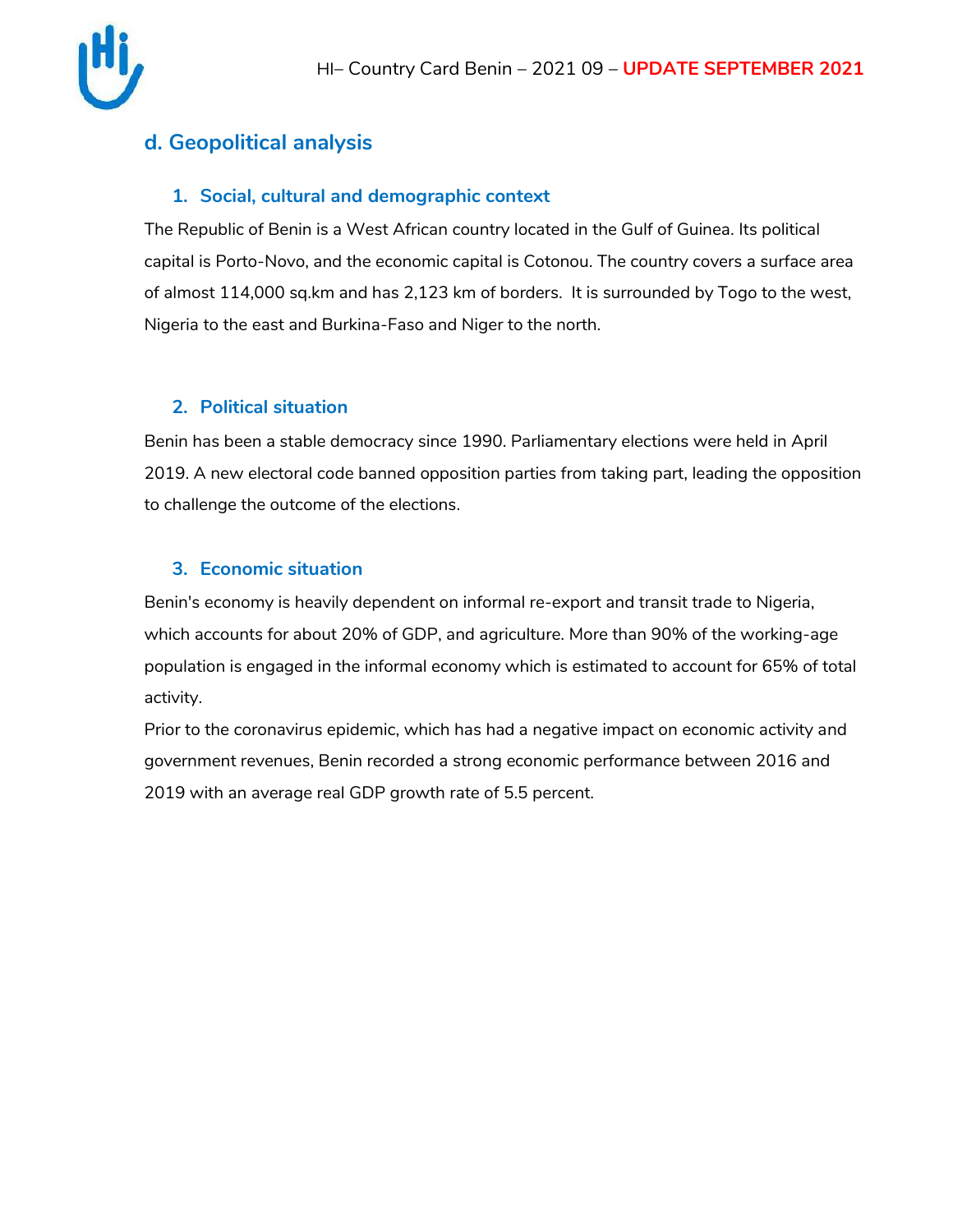## d. Geopolitical analysis

### 1. Social, cultural and demographic context

The Republic of Benin is a West African country located in the Gulf of Guinea. Its political capital is Porto-Novo, and the economic capital is Cotonou. The country covers a surface area of almost 114,000 sq.km and has 2,123 km of borders. It is surrounded by Togo to the west, Nigeria to the east and Burkina-Faso and Niger to the north.

### 2. Political situation

Benin has been a stable democracy since 1990. Parliamentary elections were held in April 2019. A new electoral code banned opposition parties from taking part, leading the opposition to challenge the outcome of the elections.

### 3. Economic situation

Benin's economy is heavily dependent on informal re-export and transit trade to Nigeria, which accounts for about 20% of GDP, and agriculture. More than 90% of the working-age population is engaged in the informal economy which is estimated to account for 65% of total activity.

Prior to the coronavirus epidemic, which has had a negative impact on economic activity and government revenues, Benin recorded a strong economic performance between 2016 and 2019 with an average real GDP growth rate of 5.5 percent.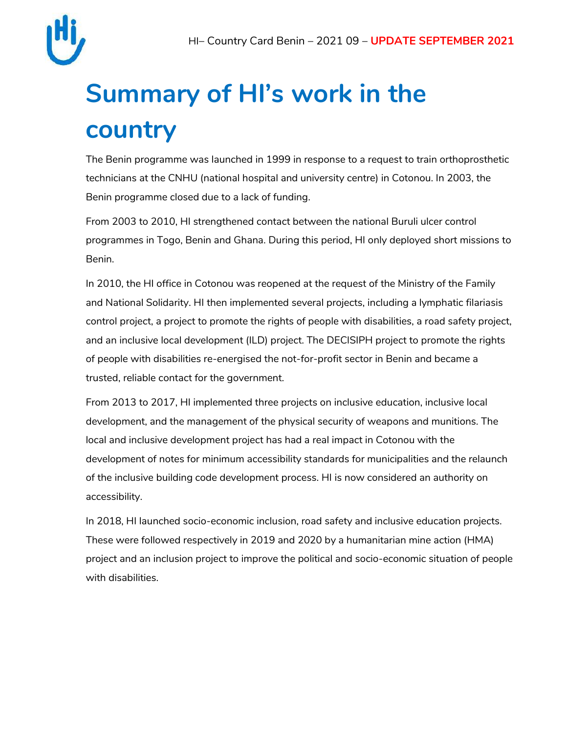# Summary of HI's work in the country

The Benin programme was launched in 1999 in response to a request to train orthoprosthetic technicians at the CNHU (national hospital and university centre) in Cotonou. In 2003, the Benin programme closed due to a lack of funding.

From 2003 to 2010, HI strengthened contact between the national Buruli ulcer control programmes in Togo, Benin and Ghana. During this period, HI only deployed short missions to Benin.

In 2010, the HI office in Cotonou was reopened at the request of the Ministry of the Family and National Solidarity. HI then implemented several projects, including a lymphatic filariasis control project, a project to promote the rights of people with disabilities, a road safety project, and an inclusive local development (ILD) project. The DECISIPH project to promote the rights of people with disabilities re-energised the not-for-profit sector in Benin and became a trusted, reliable contact for the government.

From 2013 to 2017, HI implemented three projects on inclusive education, inclusive local development, and the management of the physical security of weapons and munitions. The local and inclusive development project has had a real impact in Cotonou with the development of notes for minimum accessibility standards for municipalities and the relaunch of the inclusive building code development process. HI is now considered an authority on accessibility.

In 2018, HI launched socio-economic inclusion, road safety and inclusive education projects. These were followed respectively in 2019 and 2020 by a humanitarian mine action (HMA) project and an inclusion project to improve the political and socio-economic situation of people with disabilities.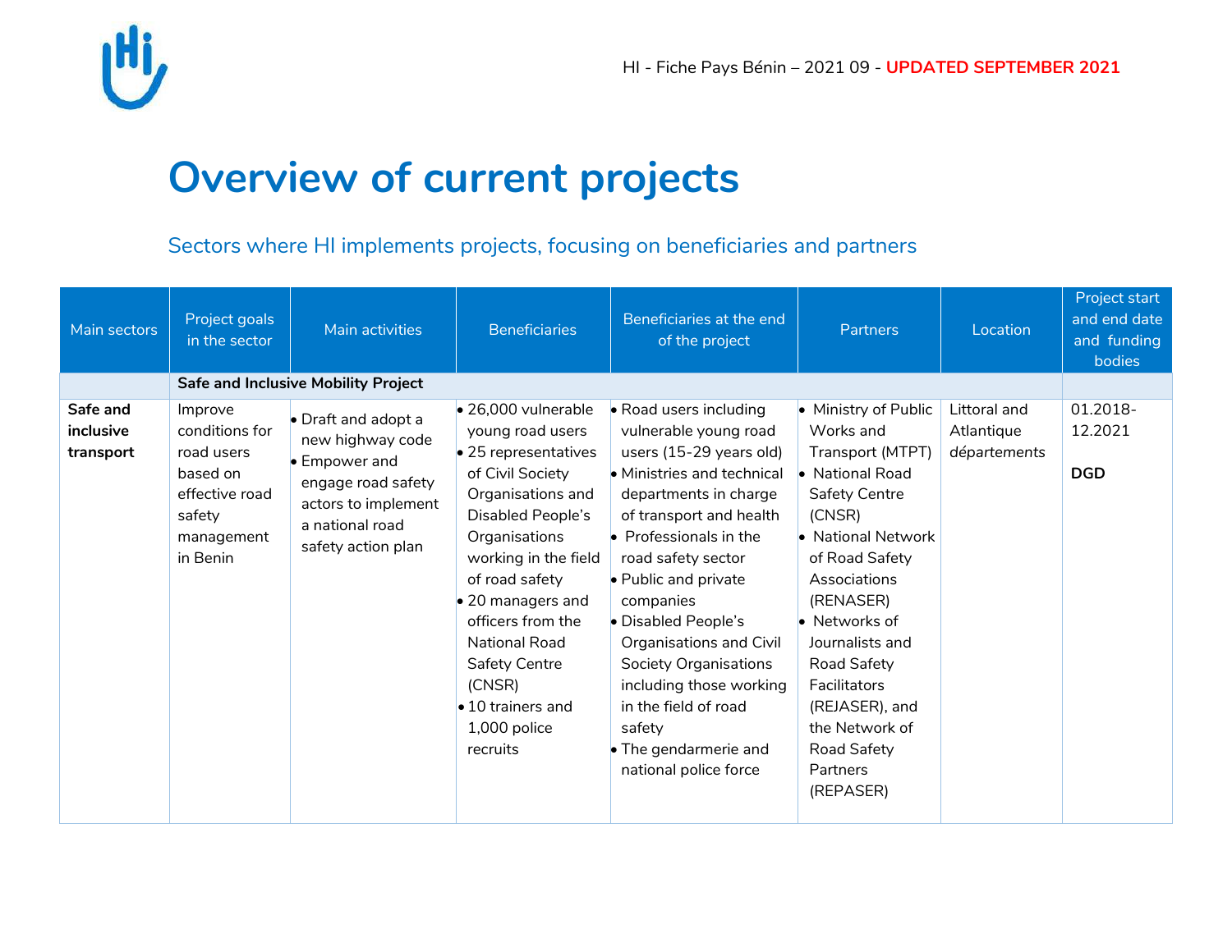# Overview of current projects

## Sectors where HI implements projects, focusing on beneficiaries and partners

| Main sectors | Project goals in the sector | Main activities | Beneficiaries | Beneficiaries at the end of the project | Partners | Location | Project start and end date and funding bodies |
|---|---|---|---|---|---|---|---|
| | **Safe and Inclusive Mobility Project** | | | | | | |
| **Safe and inclusive transport** | Improve conditions for road users based on effective road safety management in Benin | • Draft and adopt a new highway code<br>• Empower and engage road safety actors to implement a national road safety action plan | • 26,000 vulnerable young road users<br>• 25 representatives of Civil Society Organisations and Disabled People's Organisations working in the field of road safety<br>• 20 managers and officers from the National Road Safety Centre (CNSR)<br>• 10 trainers and 1,000 police recruits | • Road users including vulnerable young road users (15-29 years old)<br>• Ministries and technical departments in charge of transport and health<br>• Professionals in the road safety sector<br>• Public and private companies<br>• Disabled People's Organisations and Civil Society Organisations including those working in the field of road safety<br>• The gendarmerie and national police force | • Ministry of Public Works and Transport (MTPT)<br>• National Road Safety Centre (CNSR)<br>• National Network of Road Safety Associations (RENASER)<br>• Networks of Journalists and Road Safety Facilitators (REJASER), and the Network of Road Safety Partners (REPASER) | Littoral and Atlantique *départements* | 01.2018-12.2021<br><br>**DGD** |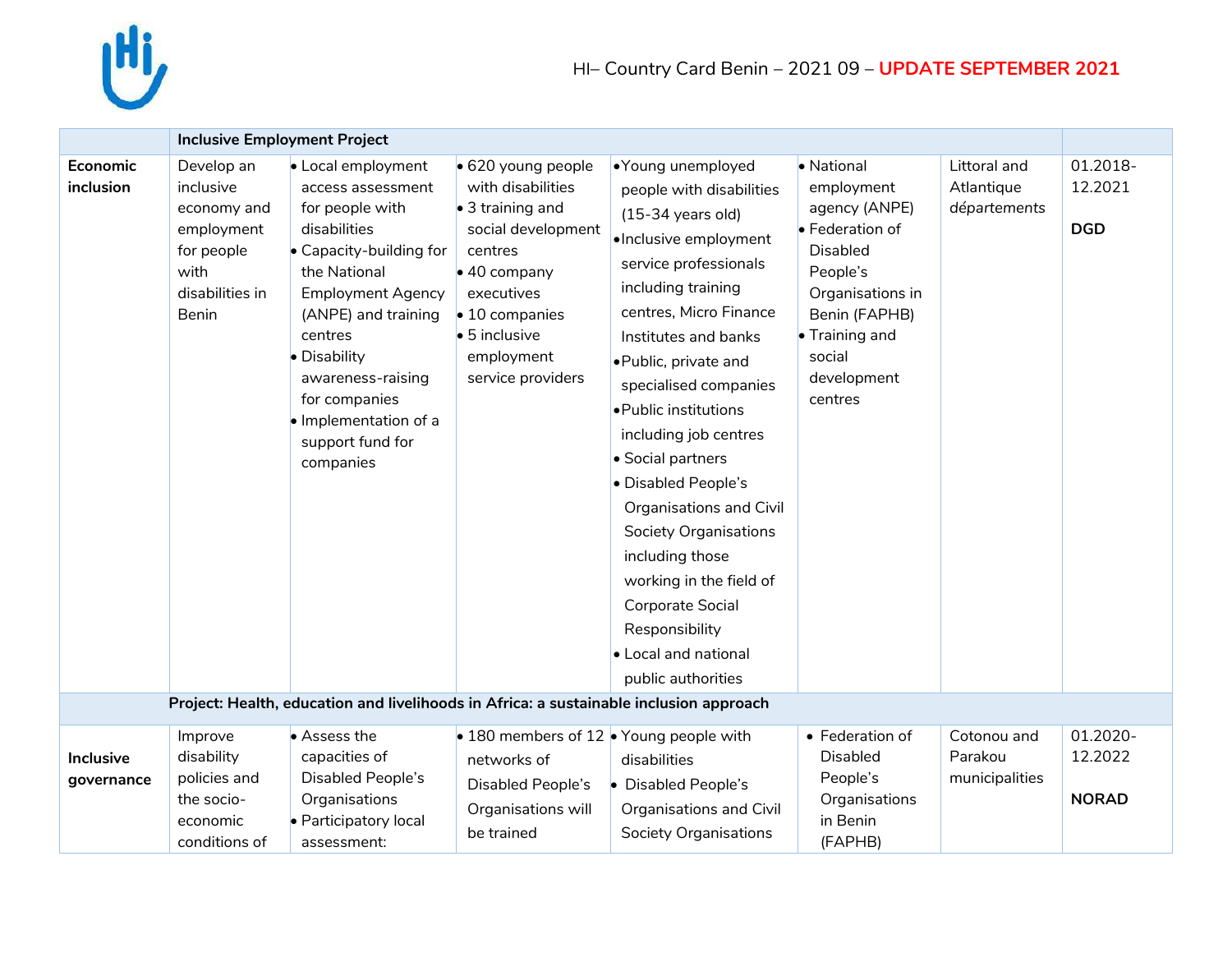| | Inclusive Employment Project | | | | | | |
|---|---|---|---|---|---|---|---|
| **Economic inclusion** | Develop an inclusive economy and employment for people with disabilities in Benin | • Local employment access assessment for people with disabilities<br>• Capacity-building for the National Employment Agency (ANPE) and training centres<br>• Disability awareness-raising for companies<br>• Implementation of a support fund for companies | • 620 young people with disabilities<br>• 3 training and social development centres<br>• 40 company executives<br>• 10 companies<br>• 5 inclusive employment service providers | • Young unemployed people with disabilities (15-34 years old)<br>• Inclusive employment service professionals including training centres, Micro Finance Institutes and banks<br>• Public, private and specialised companies<br>• Public institutions including job centres<br>• Social partners<br>• Disabled People's Organisations and Civil Society Organisations including those working in the field of Corporate Social Responsibility<br>• Local and national public authorities | • National employment agency (ANPE)<br>• Federation of Disabled People's Organisations in Benin (FAPHB)<br>• Training and social development centres | Littoral and Atlantique *départements* | 01.2018-12.2021<br><br>**DGD** |
| | **Project: Health, education and livelihoods in Africa: a sustainable inclusion approach** | | | | | | |
| **Inclusive governance** | Improve disability policies and the socio-economic conditions of | • Assess the capacities of Disabled People's Organisations<br>• Participatory local assessment: | • 180 members of 12 networks of Disabled People's Organisations will be trained | • Young people with disabilities<br>• Disabled People's Organisations and Civil Society Organisations | • Federation of Disabled People's Organisations in Benin (FAPHB) | Cotonou and Parakou municipalities | 01.2020-12.2022<br><br>**NORAD** |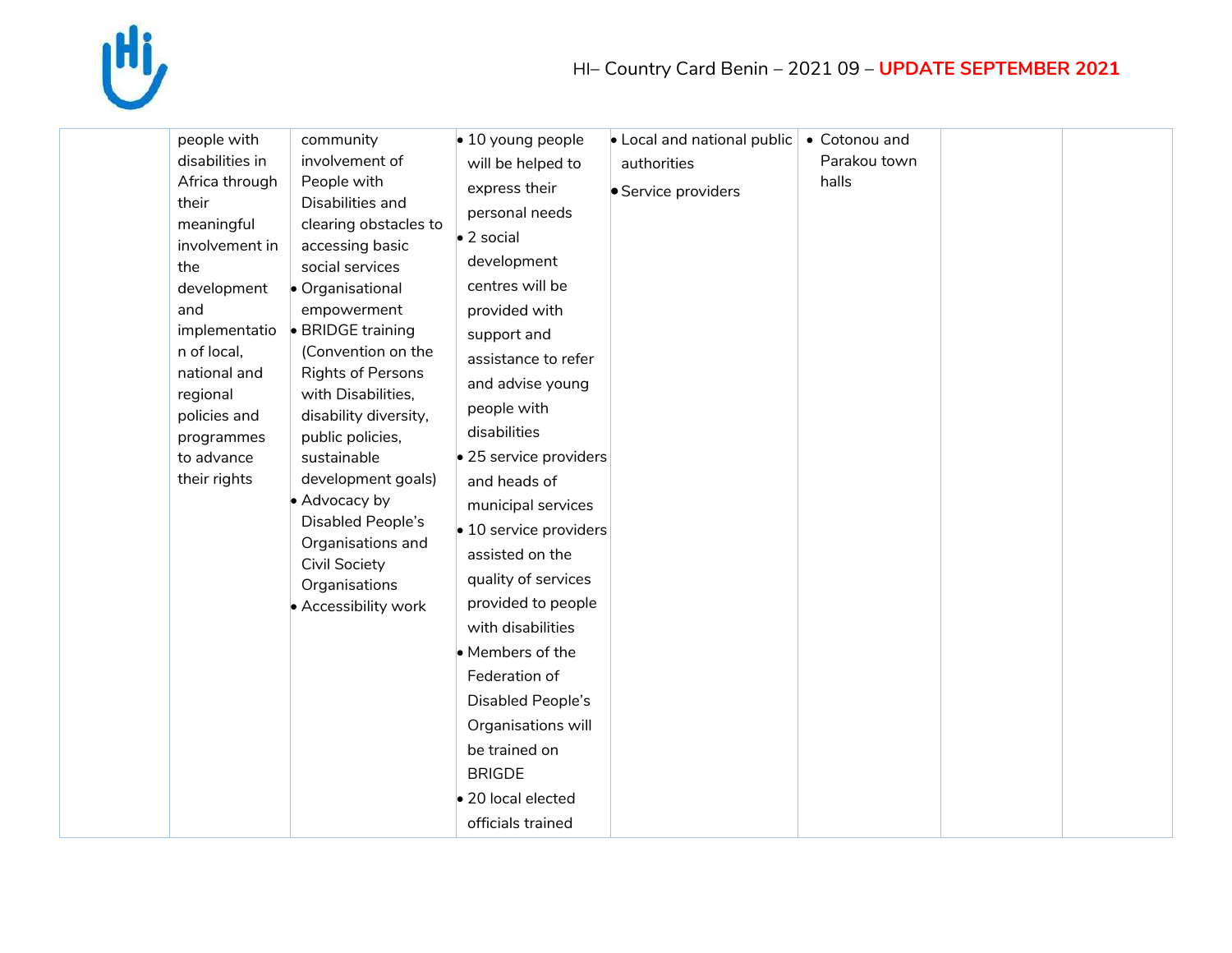| | | | | | | | |
|---|---|---|---|---|---|---|---|
| | people with disabilities in Africa through their meaningful involvement in the development and implementation of local, national and regional policies and programmes to advance their rights | community involvement of People with Disabilities and clearing obstacles to accessing basic social services<br>• Organisational empowerment<br>• BRIDGE training (Convention on the Rights of Persons with Disabilities, disability diversity, public policies, sustainable development goals)<br>• Advocacy by Disabled People's Organisations and Civil Society Organisations<br>• Accessibility work | • 10 young people will be helped to express their personal needs<br>• 2 social development centres will be provided with support and assistance to refer and advise young people with disabilities<br>• 25 service providers and heads of municipal services<br>• 10 service providers assisted on the quality of services provided to people with disabilities<br>• Members of the Federation of Disabled People's Organisations will be trained on BRIGDE<br>• 20 local elected officials trained | • Local and national public authorities<br>• Service providers | • Cotonou and Parakou town halls | | |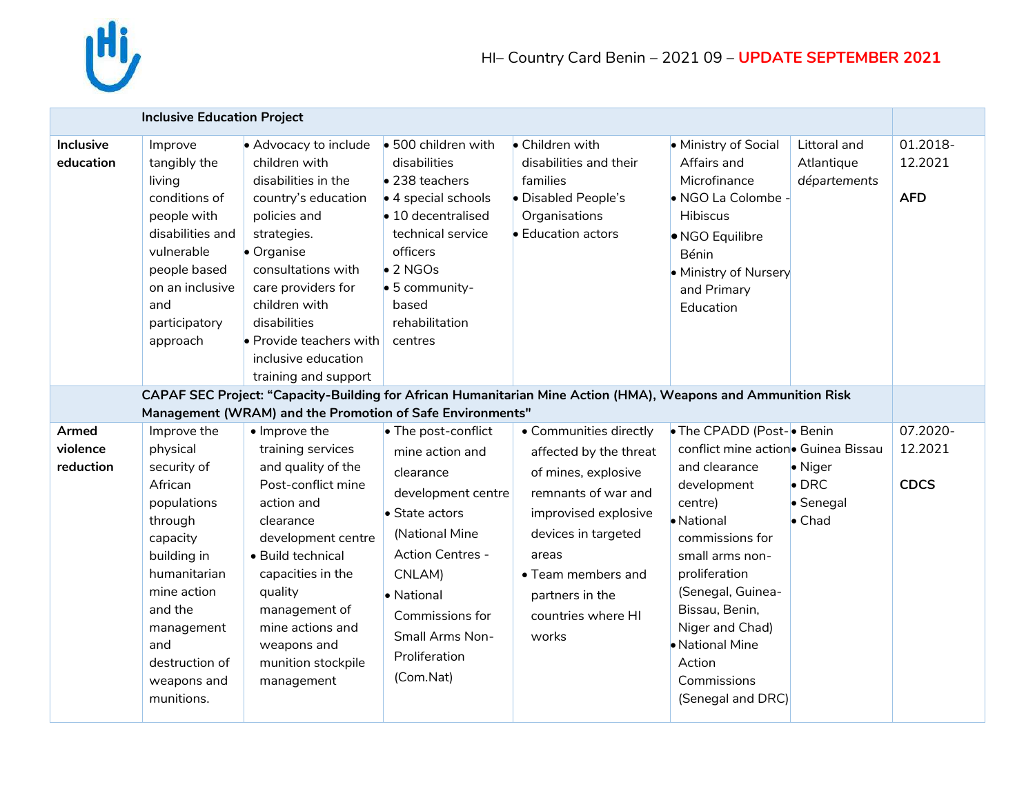| | Inclusive Education Project | | | | | | |
|---|---|---|---|---|---|---|---|
| **Inclusive education** | Improve tangibly the living conditions of people with disabilities and vulnerable people based on an inclusive and participatory approach | • Advocacy to include children with disabilities in the country's education policies and strategies.<br>• Organise consultations with care providers for children with disabilities<br>• Provide teachers with inclusive education training and support | • 500 children with disabilities<br>• 238 teachers<br>• 4 special schools<br>• 10 decentralised technical service officers<br>• 2 NGOs<br>• 5 community-based rehabilitation centres | • Children with disabilities and their families<br>• Disabled People's Organisations<br>• Education actors | • Ministry of Social Affairs and Microfinance<br>• NGO La Colombe - Hibiscus<br>• NGO Equilibre Bénin<br>• Ministry of Nursery and Primary Education | Littoral and Atlantique départements | 01.2018-12.2021<br><br>**AFD** |
| | **CAPAF SEC Project: "Capacity-Building for African Humanitarian Mine Action (HMA), Weapons and Ammunition Risk Management (WRAM) and the Promotion of Safe Environments"** | | | | | | |
| **Armed violence reduction** | Improve the physical security of African populations through capacity building in humanitarian mine action and the management and destruction of weapons and munitions. | • Improve the training services and quality of the Post-conflict mine action and clearance development centre<br>• Build technical capacities in the quality management of mine actions and weapons and munition stockpile management | • The post-conflict mine action and clearance development centre<br>• State actors (National Mine Action Centres - CNLAM)<br>• National Commissions for Small Arms Non-Proliferation (Com.Nat) | • Communities directly affected by the threat of mines, explosive remnants of war and improvised explosive devices in targeted areas<br>• Team members and partners in the countries where HI works | • The CPADD (Post-conflict mine action and clearance development centre)<br>• National commissions for small arms non-proliferation (Senegal, Guinea-Bissau, Benin, Niger and Chad)<br>• National Mine Action Commissions (Senegal and DRC) | • Benin<br>• Guinea Bissau<br>• Niger<br>• DRC<br>• Senegal<br>• Chad | 07.2020-12.2021<br><br>**CDCS** |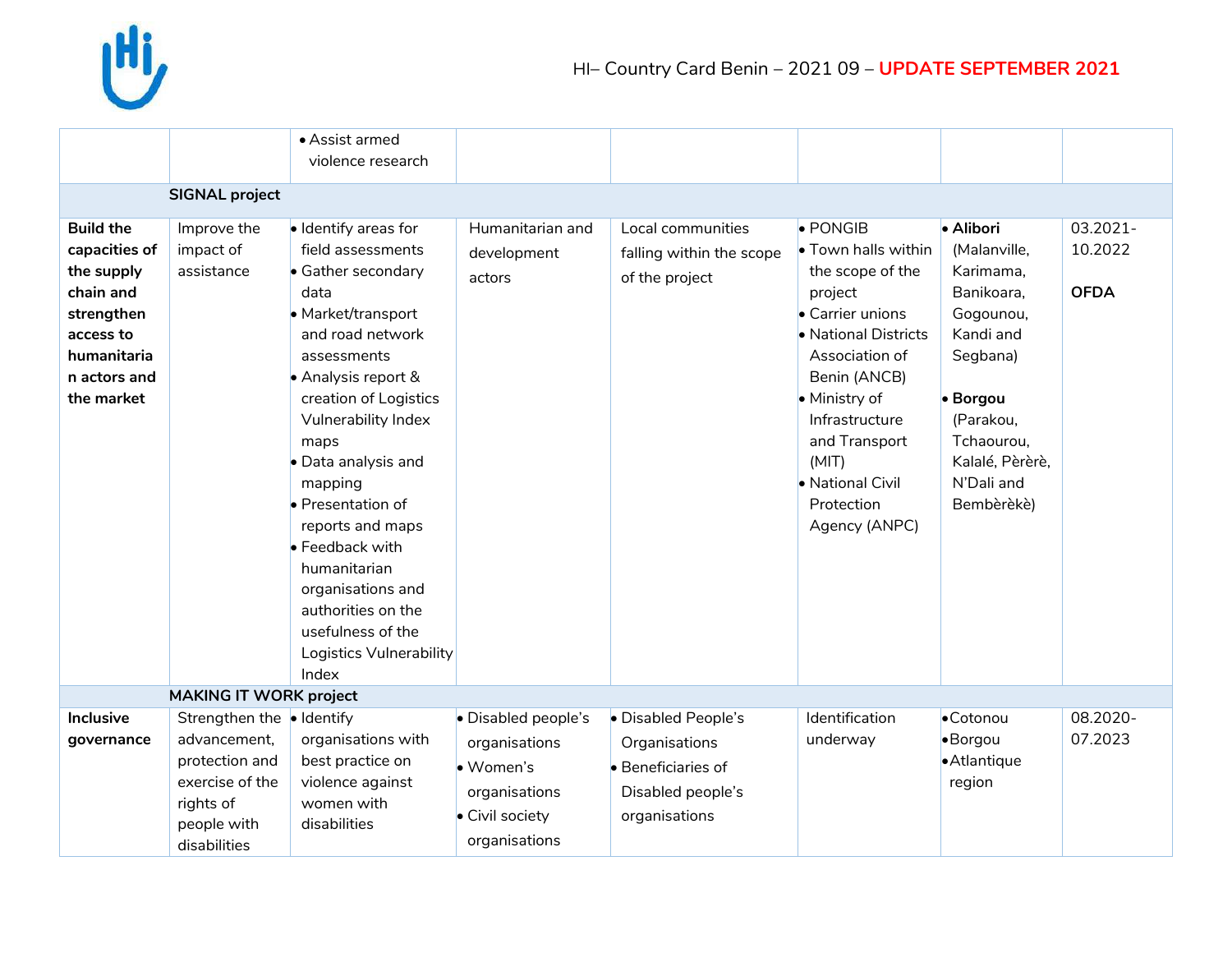| | | | | | | | |
|---|---|---|---|---|---|---|---|
| | | • Assist armed violence research | | | | | |
| | **SIGNAL project** | | | | | | |
| **Build the capacities of the supply chain and strengthen access to humanitarian actors and the market** | Improve the impact of assistance | • Identify areas for field assessments<br>• Gather secondary data<br>• Market/transport and road network assessments<br>• Analysis report & creation of Logistics Vulnerability Index maps<br>• Data analysis and mapping<br>• Presentation of reports and maps<br>• Feedback with humanitarian organisations and authorities on the usefulness of the Logistics Vulnerability Index | Humanitarian and development actors | Local communities falling within the scope of the project | • PONGIB<br>• Town halls within the scope of the project<br>• Carrier unions<br>• National Districts Association of Benin (ANCB)<br>• Ministry of Infrastructure and Transport (MIT)<br>• National Civil Protection Agency (ANPC) | • **Alibori** (Malanville, Karimama, Banikoara, Gogounou, Kandi and Segbana)<br><br>• **Borgou** (Parakou, Tchaourou, Kalalé, Pèrèrè, N'Dali and Bembèrèkè) | 03.2021-10.2022<br><br>**OFDA** |
| | **MAKING IT WORK project** | | | | | | |
| **Inclusive governance** | Strengthen the advancement, protection and exercise of the rights of people with disabilities | • Identify organisations with best practice on violence against women with disabilities | • Disabled people's organisations<br>• Women's organisations<br>• Civil society organisations | • Disabled People's Organisations<br>• Beneficiaries of Disabled people's organisations | Identification underway | • Cotonou<br>• Borgou<br>• Atlantique region | 08.2020-07.2023 |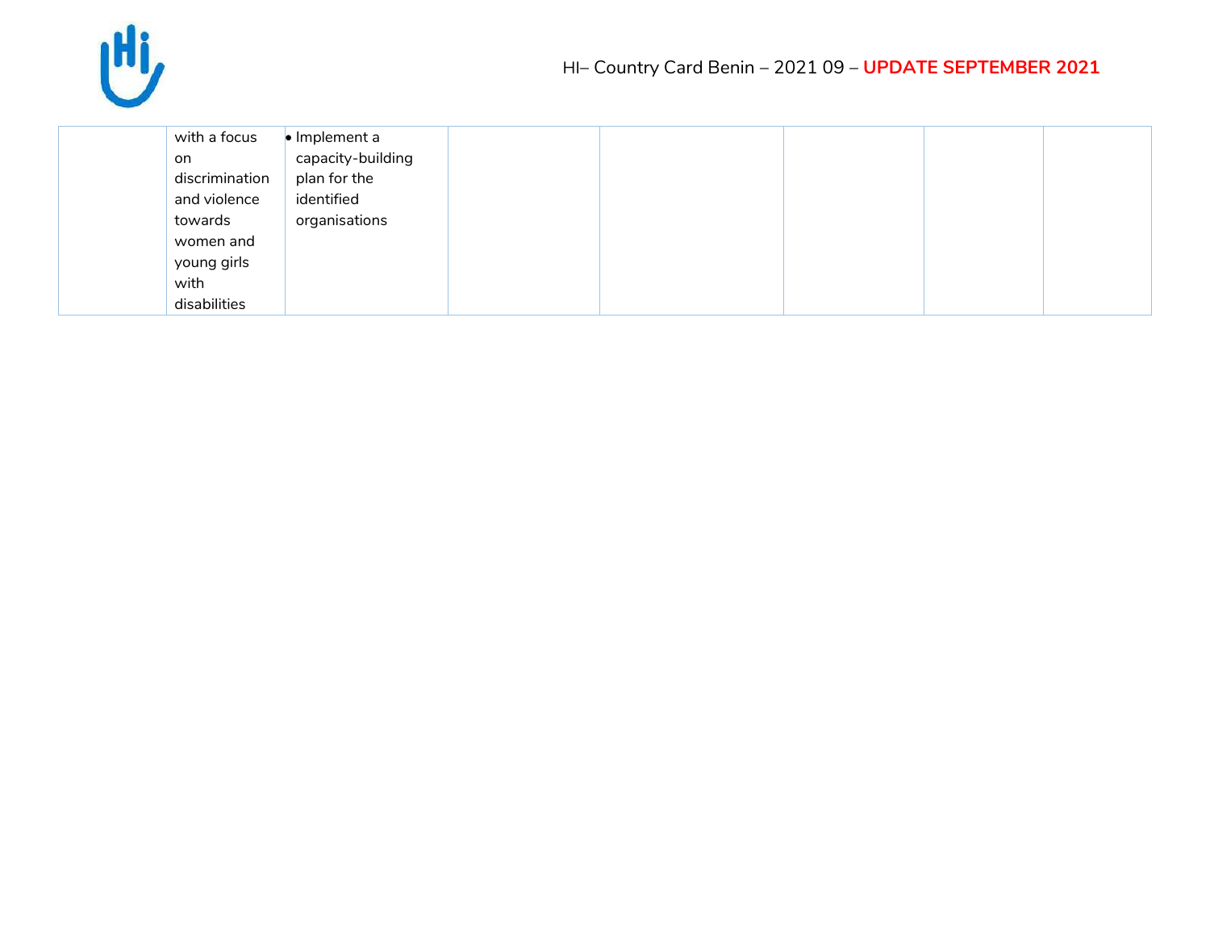| | | | | | | | |
|---|---|---|---|---|---|---|---|
| | with a focus on discrimination and violence towards women and young girls with disabilities | • Implement a capacity-building plan for the identified organisations | | | | | |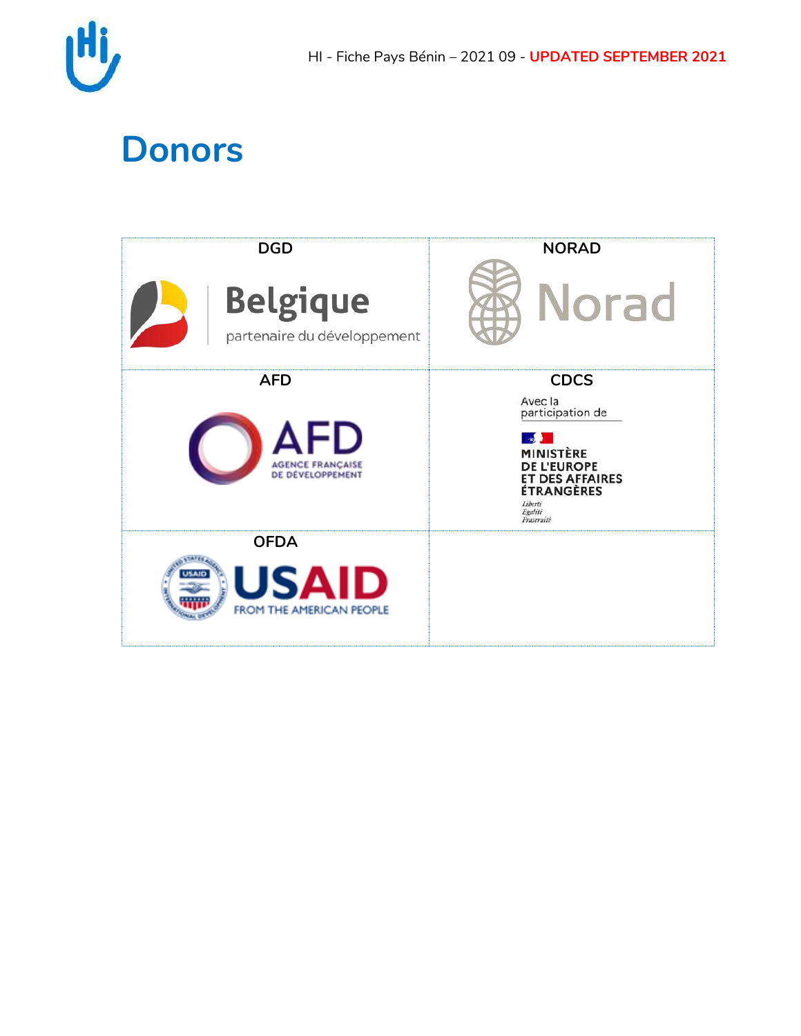# Donors

| | |
|---|---|
| DGD<br>Belgique<br>partenaire du développement | NORAD<br>Norad |
| AFD<br>AFD<br>AGENCE FRANÇAISE DE DÉVELOPPEMENT | CDCS<br>Avec la participation de<br>MINISTÈRE DE L'EUROPE ET DES AFFAIRES ÉTRANGÈRES<br>Liberté<br>Égalité<br>Fraternité |
| OFDA<br>USAID<br>FROM THE AMERICAN PEOPLE | |